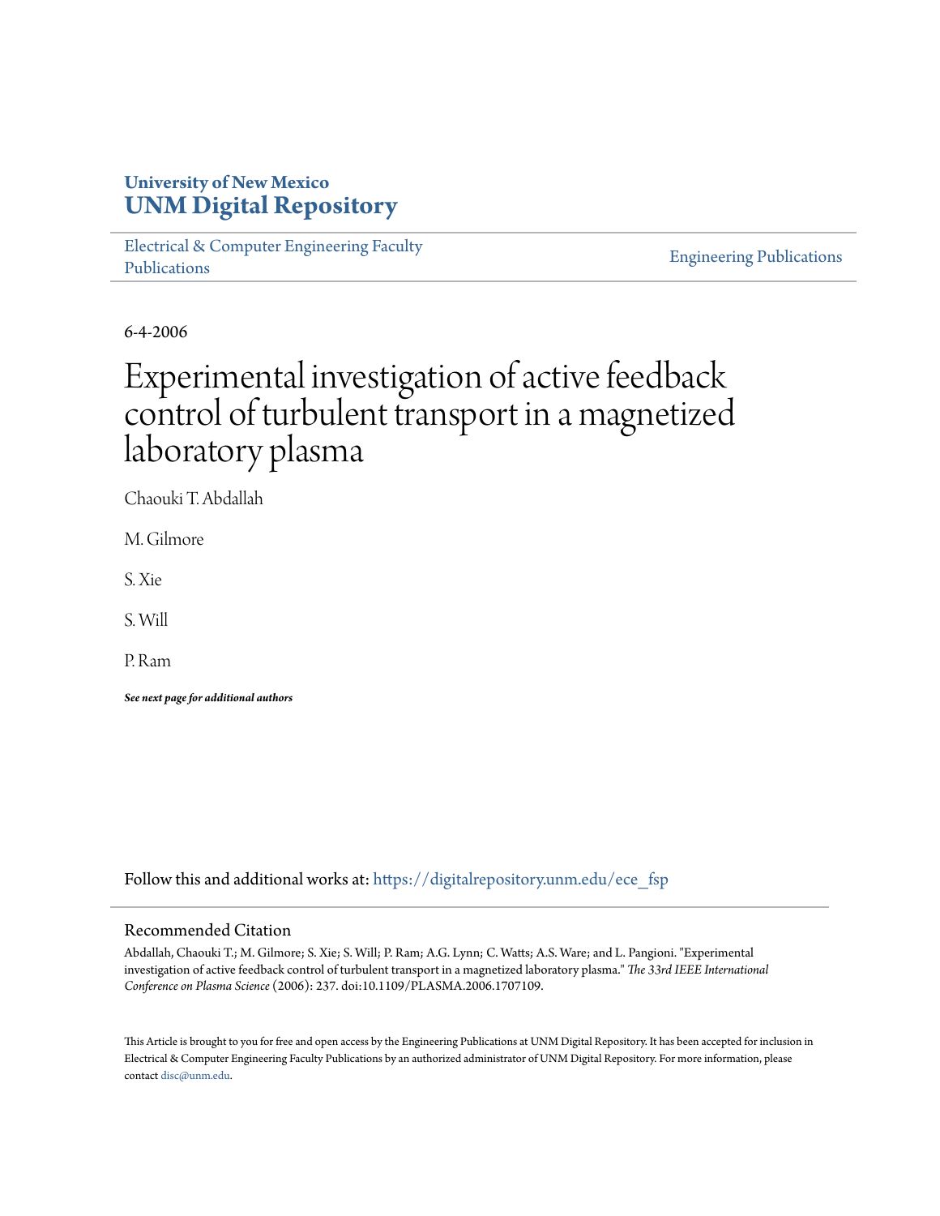University of New Mexico
**UNM Digital Repository**

Electrical & Computer Engineering Faculty Publications

Engineering Publications

6-4-2006

# Experimental investigation of active feedback control of turbulent transport in a magnetized laboratory plasma

Chaouki T. Abdallah

M. Gilmore

S. Xie

S. Will

P. Ram

***See next page for additional authors***

Follow this and additional works at: https://digitalrepository.unm.edu/ece_fsp

## Recommended Citation

Abdallah, Chaouki T.; M. Gilmore; S. Xie; S. Will; P. Ram; A.G. Lynn; C. Watts; A.S. Ware; and L. Pangioni. "Experimental investigation of active feedback control of turbulent transport in a magnetized laboratory plasma." *The 33rd IEEE International Conference on Plasma Science* (2006): 237. doi:10.1109/PLASMA.2006.1707109.

This Article is brought to you for free and open access by the Engineering Publications at UNM Digital Repository. It has been accepted for inclusion in Electrical & Computer Engineering Faculty Publications by an authorized administrator of UNM Digital Repository. For more information, please contact disc@unm.edu.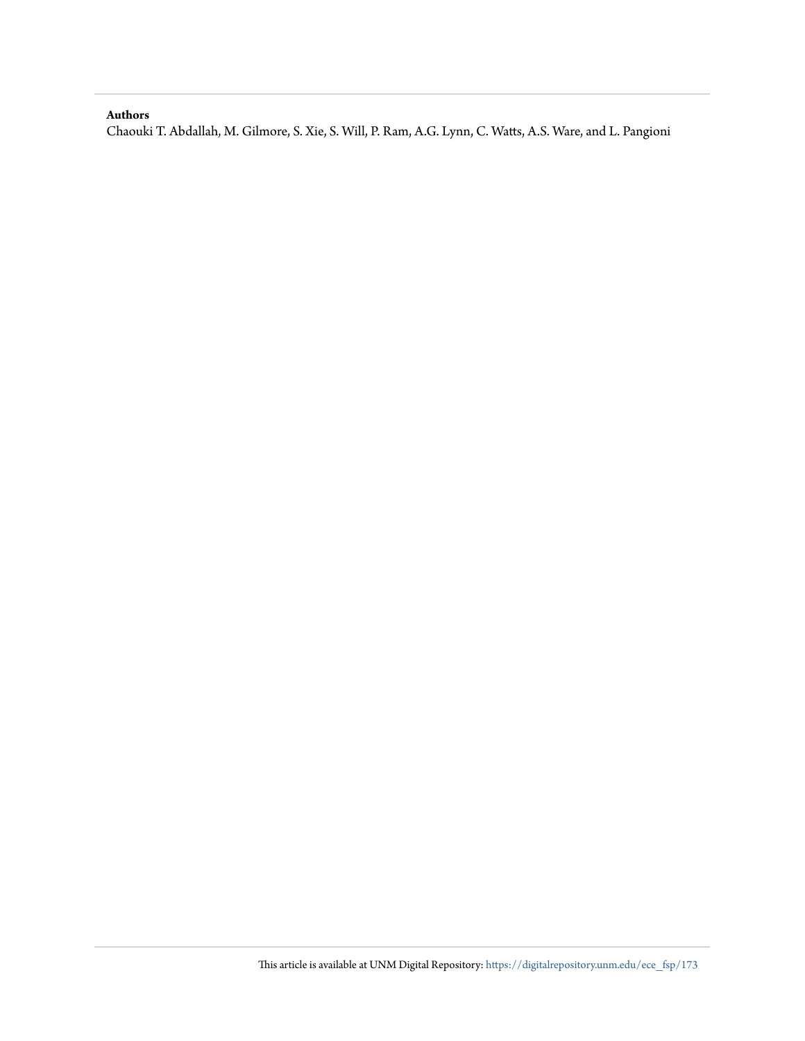**Authors**

Chaouki T. Abdallah, M. Gilmore, S. Xie, S. Will, P. Ram, A.G. Lynn, C. Watts, A.S. Ware, and L. Pangioni

This article is available at UNM Digital Repository: https://digitalrepository.unm.edu/ece_fsp/173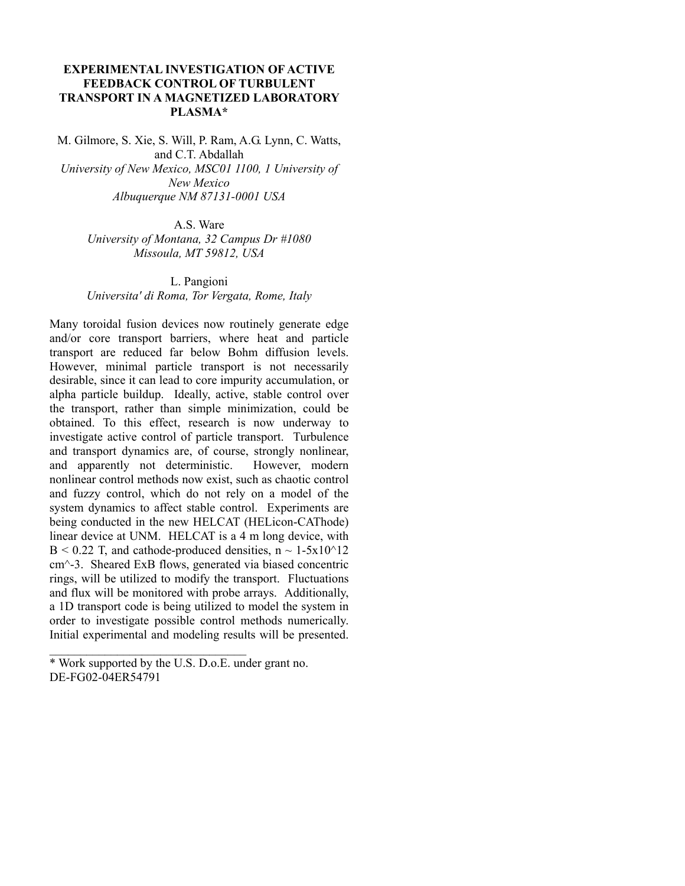# EXPERIMENTAL INVESTIGATION OF ACTIVE FEEDBACK CONTROL OF TURBULENT TRANSPORT IN A MAGNETIZED LABORATORY PLASMA*

M. Gilmore, S. Xie, S. Will, P. Ram, A.G. Lynn, C. Watts, and C.T. Abdallah
*University of New Mexico, MSC01 1100, 1 University of New Mexico*
*Albuquerque NM 87131-0001 USA*

A.S. Ware
*University of Montana, 32 Campus Dr #1080*
*Missoula, MT 59812, USA*

L. Pangioni
*Universita' di Roma, Tor Vergata, Rome, Italy*

Many toroidal fusion devices now routinely generate edge and/or core transport barriers, where heat and particle transport are reduced far below Bohm diffusion levels. However, minimal particle transport is not necessarily desirable, since it can lead to core impurity accumulation, or alpha particle buildup. Ideally, active, stable control over the transport, rather than simple minimization, could be obtained. To this effect, research is now underway to investigate active control of particle transport. Turbulence and transport dynamics are, of course, strongly nonlinear, and apparently not deterministic. However, modern nonlinear control methods now exist, such as chaotic control and fuzzy control, which do not rely on a model of the system dynamics to affect stable control. Experiments are being conducted in the new HELCAT (HELicon-CAThode) linear device at UNM. HELCAT is a 4 m long device, with $B < 0.22$ T, and cathode-produced densities, $n \sim 1\text{-}5\times10^{12}$ cm$^{-3}$. Sheared ExB flows, generated via biased concentric rings, will be utilized to modify the transport. Fluctuations and flux will be monitored with probe arrays. Additionally, a 1D transport code is being utilized to model the system in order to investigate possible control methods numerically. Initial experimental and modeling results will be presented.

---

* Work supported by the U.S. D.o.E. under grant no. DE-FG02-04ER54791